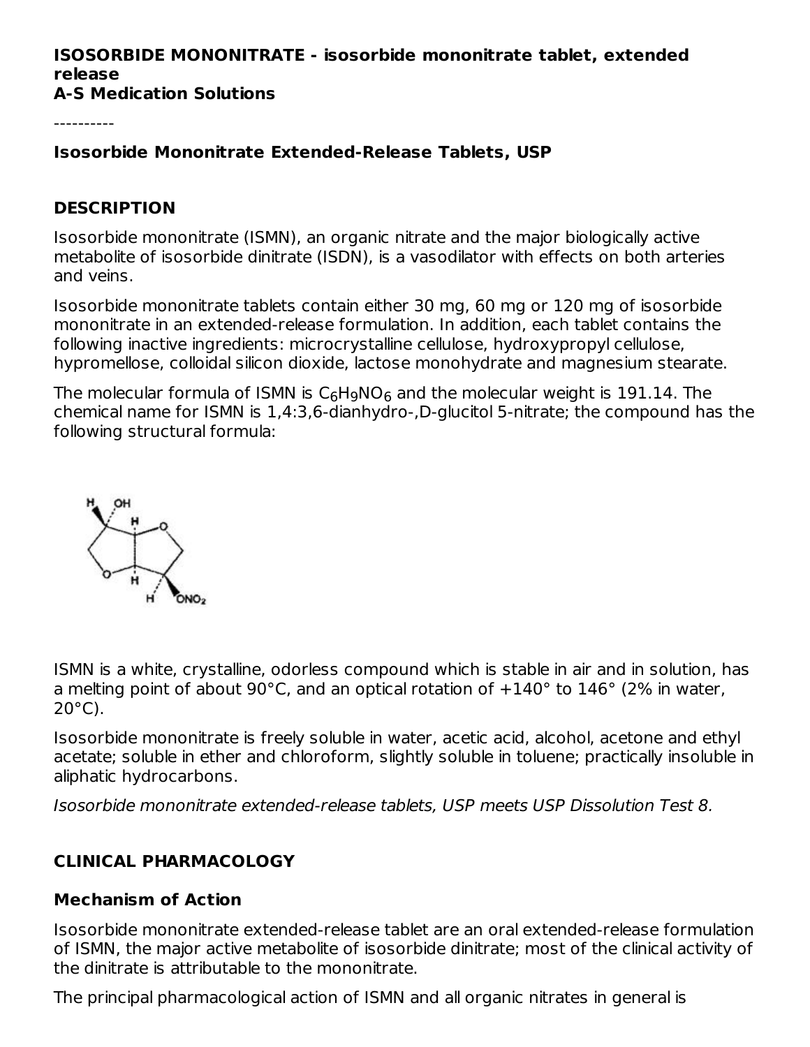**ISOSORBIDE MONONITRATE - isosorbide mononitrate tablet, extended release**
**A-S Medication Solutions**

----------

**Isosorbide Mononitrate Extended-Release Tablets, USP**

## DESCRIPTION

Isosorbide mononitrate (ISMN), an organic nitrate and the major biologically active metabolite of isosorbide dinitrate (ISDN), is a vasodilator with effects on both arteries and veins.

Isosorbide mononitrate tablets contain either 30 mg, 60 mg or 120 mg of isosorbide mononitrate in an extended-release formulation. In addition, each tablet contains the following inactive ingredients: microcrystalline cellulose, hydroxypropyl cellulose, hypromellose, colloidal silicon dioxide, lactose monohydrate and magnesium stearate.

The molecular formula of ISMN is $C_6H_9NO_6$ and the molecular weight is 191.14. The chemical name for ISMN is 1,4:3,6-dianhydro-,D-glucitol 5-nitrate; the compound has the following structural formula:

ISMN is a white, crystalline, odorless compound which is stable in air and in solution, has a melting point of about 90°C, and an optical rotation of +140° to 146° (2% in water, 20°C).

Isosorbide mononitrate is freely soluble in water, acetic acid, alcohol, acetone and ethyl acetate; soluble in ether and chloroform, slightly soluble in toluene; practically insoluble in aliphatic hydrocarbons.

*Isosorbide mononitrate extended-release tablets, USP meets USP Dissolution Test 8.*

## CLINICAL PHARMACOLOGY

### Mechanism of Action

Isosorbide mononitrate extended-release tablet are an oral extended-release formulation of ISMN, the major active metabolite of isosorbide dinitrate; most of the clinical activity of the dinitrate is attributable to the mononitrate.

The principal pharmacological action of ISMN and all organic nitrates in general is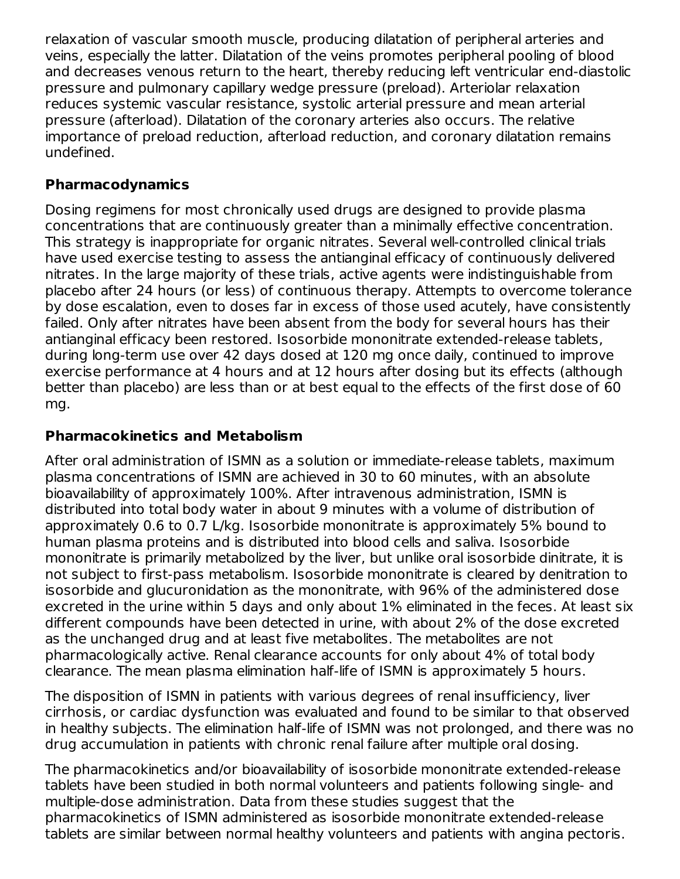relaxation of vascular smooth muscle, producing dilatation of peripheral arteries and veins, especially the latter. Dilatation of the veins promotes peripheral pooling of blood and decreases venous return to the heart, thereby reducing left ventricular end-diastolic pressure and pulmonary capillary wedge pressure (preload). Arteriolar relaxation reduces systemic vascular resistance, systolic arterial pressure and mean arterial pressure (afterload). Dilatation of the coronary arteries also occurs. The relative importance of preload reduction, afterload reduction, and coronary dilatation remains undefined.

## Pharmacodynamics

Dosing regimens for most chronically used drugs are designed to provide plasma concentrations that are continuously greater than a minimally effective concentration. This strategy is inappropriate for organic nitrates. Several well-controlled clinical trials have used exercise testing to assess the antianginal efficacy of continuously delivered nitrates. In the large majority of these trials, active agents were indistinguishable from placebo after 24 hours (or less) of continuous therapy. Attempts to overcome tolerance by dose escalation, even to doses far in excess of those used acutely, have consistently failed. Only after nitrates have been absent from the body for several hours has their antianginal efficacy been restored. Isosorbide mononitrate extended-release tablets, during long-term use over 42 days dosed at 120 mg once daily, continued to improve exercise performance at 4 hours and at 12 hours after dosing but its effects (although better than placebo) are less than or at best equal to the effects of the first dose of 60 mg.

## Pharmacokinetics and Metabolism

After oral administration of ISMN as a solution or immediate-release tablets, maximum plasma concentrations of ISMN are achieved in 30 to 60 minutes, with an absolute bioavailability of approximately 100%. After intravenous administration, ISMN is distributed into total body water in about 9 minutes with a volume of distribution of approximately 0.6 to 0.7 L/kg. Isosorbide mononitrate is approximately 5% bound to human plasma proteins and is distributed into blood cells and saliva. Isosorbide mononitrate is primarily metabolized by the liver, but unlike oral isosorbide dinitrate, it is not subject to first-pass metabolism. Isosorbide mononitrate is cleared by denitration to isosorbide and glucuronidation as the mononitrate, with 96% of the administered dose excreted in the urine within 5 days and only about 1% eliminated in the feces. At least six different compounds have been detected in urine, with about 2% of the dose excreted as the unchanged drug and at least five metabolites. The metabolites are not pharmacologically active. Renal clearance accounts for only about 4% of total body clearance. The mean plasma elimination half-life of ISMN is approximately 5 hours.

The disposition of ISMN in patients with various degrees of renal insufficiency, liver cirrhosis, or cardiac dysfunction was evaluated and found to be similar to that observed in healthy subjects. The elimination half-life of ISMN was not prolonged, and there was no drug accumulation in patients with chronic renal failure after multiple oral dosing.

The pharmacokinetics and/or bioavailability of isosorbide mononitrate extended-release tablets have been studied in both normal volunteers and patients following single- and multiple-dose administration. Data from these studies suggest that the pharmacokinetics of ISMN administered as isosorbide mononitrate extended-release tablets are similar between normal healthy volunteers and patients with angina pectoris.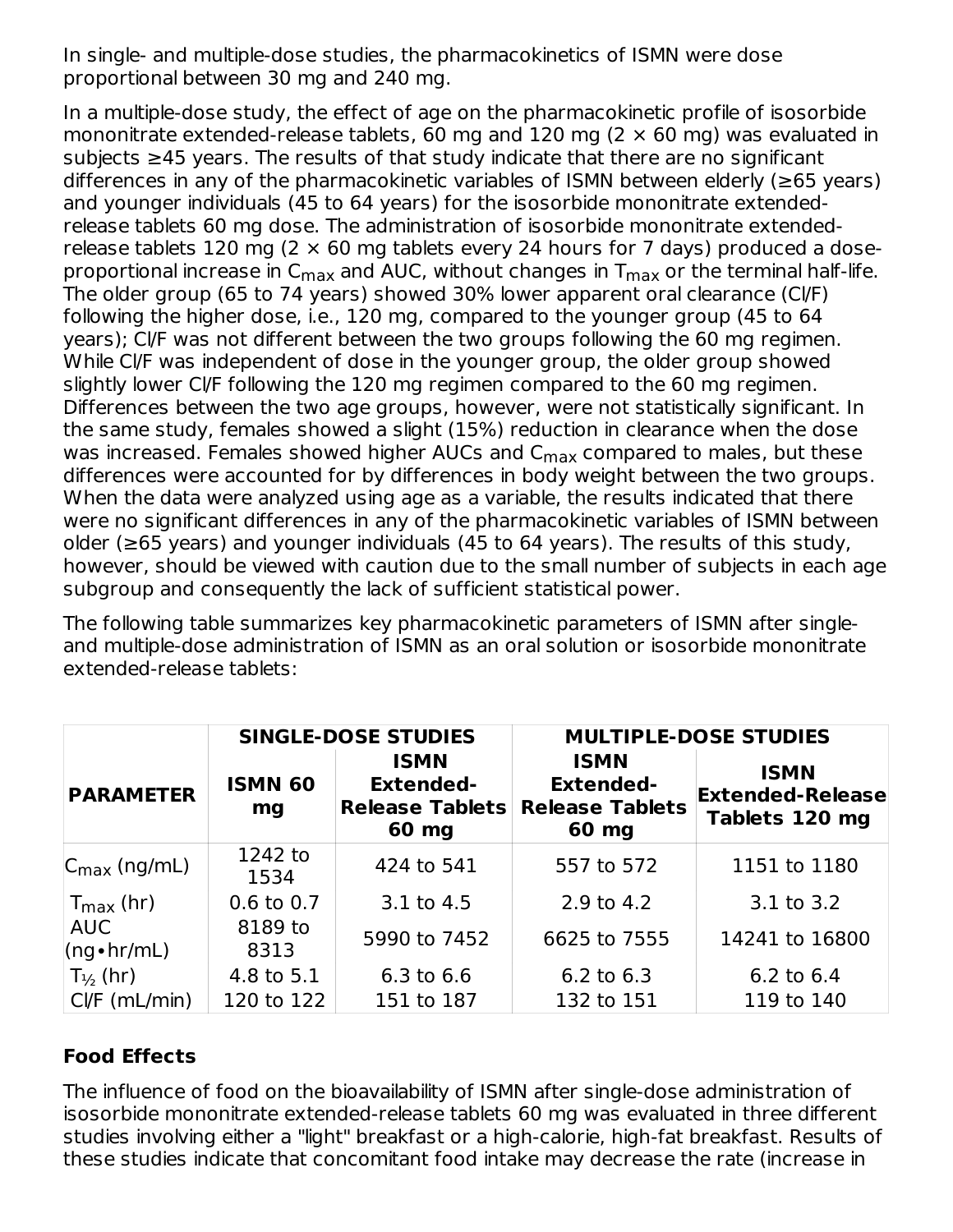In single- and multiple-dose studies, the pharmacokinetics of ISMN were dose proportional between 30 mg and 240 mg.

In a multiple-dose study, the effect of age on the pharmacokinetic profile of isosorbide mononitrate extended-release tablets, 60 mg and 120 mg (2 × 60 mg) was evaluated in subjects ≥45 years. The results of that study indicate that there are no significant differences in any of the pharmacokinetic variables of ISMN between elderly (≥65 years) and younger individuals (45 to 64 years) for the isosorbide mononitrate extended-release tablets 60 mg dose. The administration of isosorbide mononitrate extended-release tablets 120 mg (2 × 60 mg tablets every 24 hours for 7 days) produced a dose-proportional increase in $C_{max}$ and AUC, without changes in $T_{max}$ or the terminal half-life. The older group (65 to 74 years) showed 30% lower apparent oral clearance (Cl/F) following the higher dose, i.e., 120 mg, compared to the younger group (45 to 64 years); Cl/F was not different between the two groups following the 60 mg regimen. While Cl/F was independent of dose in the younger group, the older group showed slightly lower Cl/F following the 120 mg regimen compared to the 60 mg regimen. Differences between the two age groups, however, were not statistically significant. In the same study, females showed a slight (15%) reduction in clearance when the dose was increased. Females showed higher AUCs and $C_{max}$ compared to males, but these differences were accounted for by differences in body weight between the two groups. When the data were analyzed using age as a variable, the results indicated that there were no significant differences in any of the pharmacokinetic variables of ISMN between older (≥65 years) and younger individuals (45 to 64 years). The results of this study, however, should be viewed with caution due to the small number of subjects in each age subgroup and consequently the lack of sufficient statistical power.

The following table summarizes key pharmacokinetic parameters of ISMN after single- and multiple-dose administration of ISMN as an oral solution or isosorbide mononitrate extended-release tablets:

| | **SINGLE-DOSE STUDIES** | | **MULTIPLE-DOSE STUDIES** | |
|---|---|---|---|---|
| **PARAMETER** | **ISMN 60 mg** | **ISMN Extended-Release Tablets 60 mg** | **ISMN Extended-Release Tablets 60 mg** | **ISMN Extended-Release Tablets 120 mg** |
| $C_{max}$ (ng/mL) | 1242 to 1534 | 424 to 541 | 557 to 572 | 1151 to 1180 |
| $T_{max}$ (hr) | 0.6 to 0.7 | 3.1 to 4.5 | 2.9 to 4.2 | 3.1 to 3.2 |
| AUC (ng•hr/mL) | 8189 to 8313 | 5990 to 7452 | 6625 to 7555 | 14241 to 16800 |
| $T_{½}$ (hr) | 4.8 to 5.1 | 6.3 to 6.6 | 6.2 to 6.3 | 6.2 to 6.4 |
| Cl/F (mL/min) | 120 to 122 | 151 to 187 | 132 to 151 | 119 to 140 |

### Food Effects

The influence of food on the bioavailability of ISMN after single-dose administration of isosorbide mononitrate extended-release tablets 60 mg was evaluated in three different studies involving either a "light" breakfast or a high-calorie, high-fat breakfast. Results of these studies indicate that concomitant food intake may decrease the rate (increase in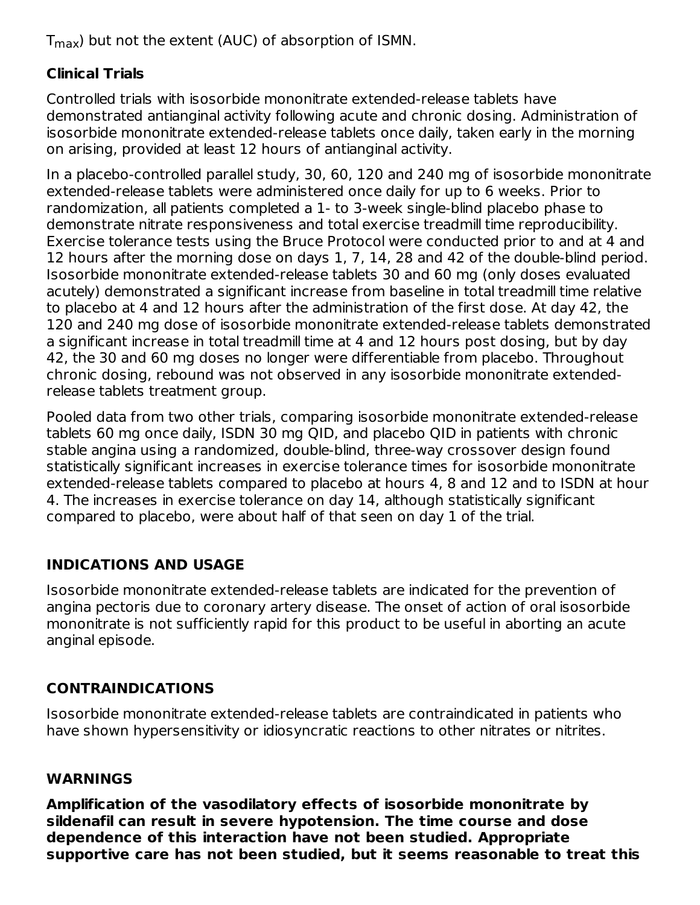$T_{max}$) but not the extent (AUC) of absorption of ISMN.

**Clinical Trials**

Controlled trials with isosorbide mononitrate extended-release tablets have demonstrated antianginal activity following acute and chronic dosing. Administration of isosorbide mononitrate extended-release tablets once daily, taken early in the morning on arising, provided at least 12 hours of antianginal activity.

In a placebo-controlled parallel study, 30, 60, 120 and 240 mg of isosorbide mononitrate extended-release tablets were administered once daily for up to 6 weeks. Prior to randomization, all patients completed a 1- to 3-week single-blind placebo phase to demonstrate nitrate responsiveness and total exercise treadmill time reproducibility. Exercise tolerance tests using the Bruce Protocol were conducted prior to and at 4 and 12 hours after the morning dose on days 1, 7, 14, 28 and 42 of the double-blind period. Isosorbide mononitrate extended-release tablets 30 and 60 mg (only doses evaluated acutely) demonstrated a significant increase from baseline in total treadmill time relative to placebo at 4 and 12 hours after the administration of the first dose. At day 42, the 120 and 240 mg dose of isosorbide mononitrate extended-release tablets demonstrated a significant increase in total treadmill time at 4 and 12 hours post dosing, but by day 42, the 30 and 60 mg doses no longer were differentiable from placebo. Throughout chronic dosing, rebound was not observed in any isosorbide mononitrate extended-release tablets treatment group.

Pooled data from two other trials, comparing isosorbide mononitrate extended-release tablets 60 mg once daily, ISDN 30 mg QID, and placebo QID in patients with chronic stable angina using a randomized, double-blind, three-way crossover design found statistically significant increases in exercise tolerance times for isosorbide mononitrate extended-release tablets compared to placebo at hours 4, 8 and 12 and to ISDN at hour 4. The increases in exercise tolerance on day 14, although statistically significant compared to placebo, were about half of that seen on day 1 of the trial.

## INDICATIONS AND USAGE

Isosorbide mononitrate extended-release tablets are indicated for the prevention of angina pectoris due to coronary artery disease. The onset of action of oral isosorbide mononitrate is not sufficiently rapid for this product to be useful in aborting an acute anginal episode.

## CONTRAINDICATIONS

Isosorbide mononitrate extended-release tablets are contraindicated in patients who have shown hypersensitivity or idiosyncratic reactions to other nitrates or nitrites.

## WARNINGS

**Amplification of the vasodilatory effects of isosorbide mononitrate by sildenafil can result in severe hypotension. The time course and dose dependence of this interaction have not been studied. Appropriate supportive care has not been studied, but it seems reasonable to treat this**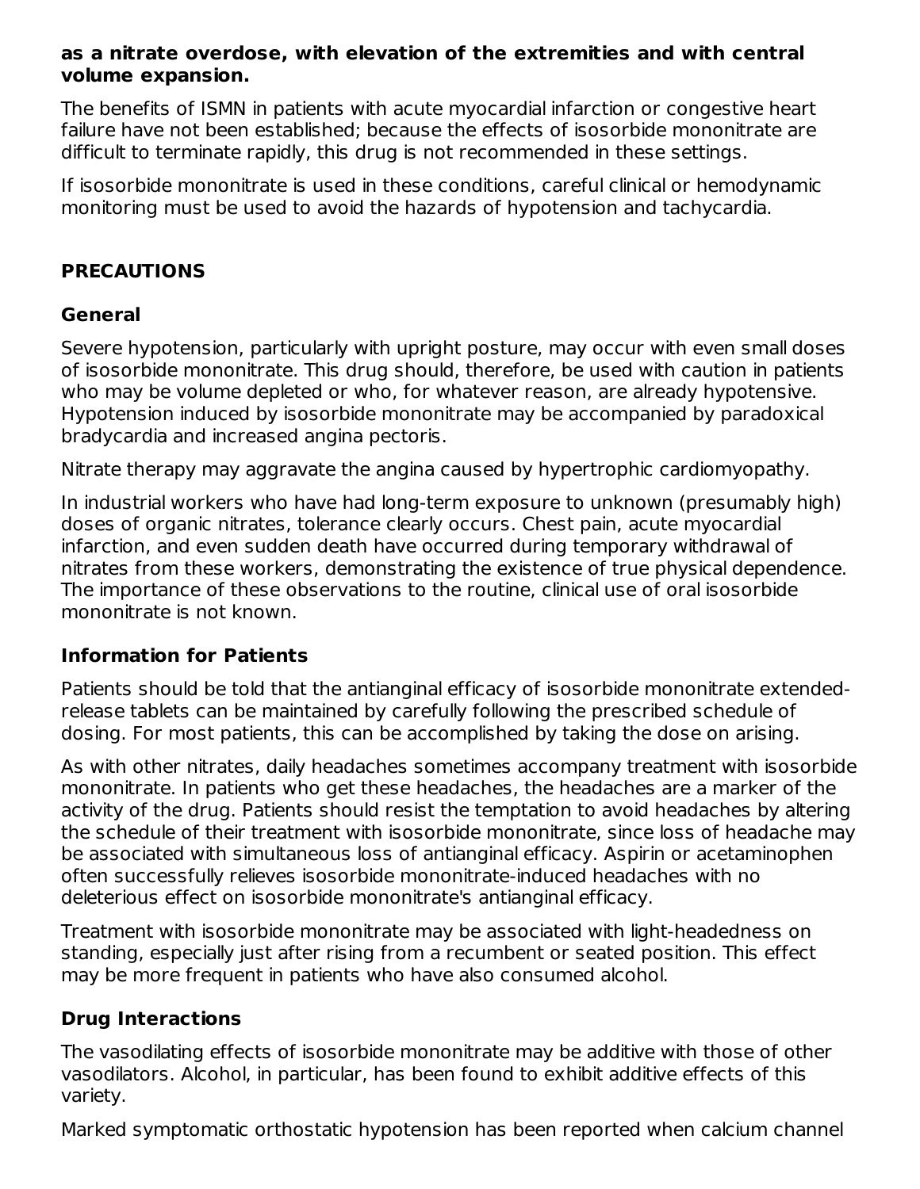**as a nitrate overdose, with elevation of the extremities and with central volume expansion.**

The benefits of ISMN in patients with acute myocardial infarction or congestive heart failure have not been established; because the effects of isosorbide mononitrate are difficult to terminate rapidly, this drug is not recommended in these settings.

If isosorbide mononitrate is used in these conditions, careful clinical or hemodynamic monitoring must be used to avoid the hazards of hypotension and tachycardia.

## PRECAUTIONS

### General

Severe hypotension, particularly with upright posture, may occur with even small doses of isosorbide mononitrate. This drug should, therefore, be used with caution in patients who may be volume depleted or who, for whatever reason, are already hypotensive. Hypotension induced by isosorbide mononitrate may be accompanied by paradoxical bradycardia and increased angina pectoris.

Nitrate therapy may aggravate the angina caused by hypertrophic cardiomyopathy.

In industrial workers who have had long-term exposure to unknown (presumably high) doses of organic nitrates, tolerance clearly occurs. Chest pain, acute myocardial infarction, and even sudden death have occurred during temporary withdrawal of nitrates from these workers, demonstrating the existence of true physical dependence. The importance of these observations to the routine, clinical use of oral isosorbide mononitrate is not known.

### Information for Patients

Patients should be told that the antianginal efficacy of isosorbide mononitrate extended-release tablets can be maintained by carefully following the prescribed schedule of dosing. For most patients, this can be accomplished by taking the dose on arising.

As with other nitrates, daily headaches sometimes accompany treatment with isosorbide mononitrate. In patients who get these headaches, the headaches are a marker of the activity of the drug. Patients should resist the temptation to avoid headaches by altering the schedule of their treatment with isosorbide mononitrate, since loss of headache may be associated with simultaneous loss of antianginal efficacy. Aspirin or acetaminophen often successfully relieves isosorbide mononitrate-induced headaches with no deleterious effect on isosorbide mononitrate's antianginal efficacy.

Treatment with isosorbide mononitrate may be associated with light-headedness on standing, especially just after rising from a recumbent or seated position. This effect may be more frequent in patients who have also consumed alcohol.

### Drug Interactions

The vasodilating effects of isosorbide mononitrate may be additive with those of other vasodilators. Alcohol, in particular, has been found to exhibit additive effects of this variety.

Marked symptomatic orthostatic hypotension has been reported when calcium channel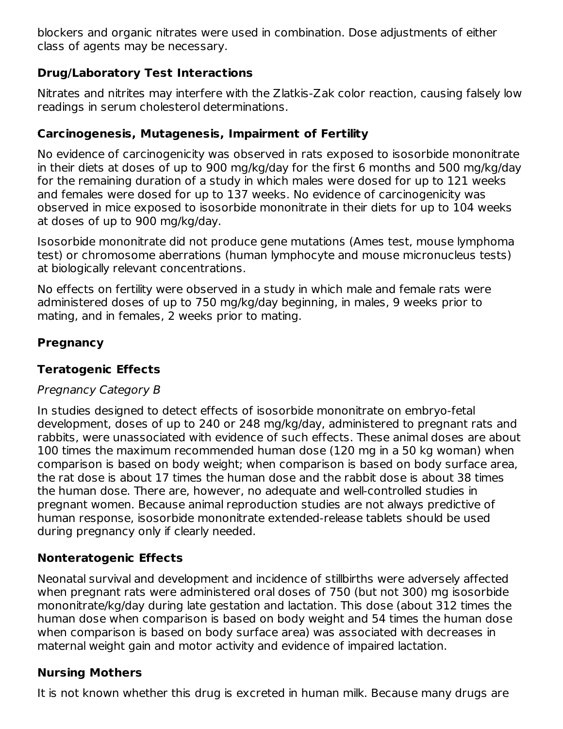blockers and organic nitrates were used in combination. Dose adjustments of either class of agents may be necessary.

### Drug/Laboratory Test Interactions

Nitrates and nitrites may interfere with the Zlatkis-Zak color reaction, causing falsely low readings in serum cholesterol determinations.

### Carcinogenesis, Mutagenesis, Impairment of Fertility

No evidence of carcinogenicity was observed in rats exposed to isosorbide mononitrate in their diets at doses of up to 900 mg/kg/day for the first 6 months and 500 mg/kg/day for the remaining duration of a study in which males were dosed for up to 121 weeks and females were dosed for up to 137 weeks. No evidence of carcinogenicity was observed in mice exposed to isosorbide mononitrate in their diets for up to 104 weeks at doses of up to 900 mg/kg/day.

Isosorbide mononitrate did not produce gene mutations (Ames test, mouse lymphoma test) or chromosome aberrations (human lymphocyte and mouse micronucleus tests) at biologically relevant concentrations.

No effects on fertility were observed in a study in which male and female rats were administered doses of up to 750 mg/kg/day beginning, in males, 9 weeks prior to mating, and in females, 2 weeks prior to mating.

### Pregnancy

### Teratogenic Effects

*Pregnancy Category B*

In studies designed to detect effects of isosorbide mononitrate on embryo-fetal development, doses of up to 240 or 248 mg/kg/day, administered to pregnant rats and rabbits, were unassociated with evidence of such effects. These animal doses are about 100 times the maximum recommended human dose (120 mg in a 50 kg woman) when comparison is based on body weight; when comparison is based on body surface area, the rat dose is about 17 times the human dose and the rabbit dose is about 38 times the human dose. There are, however, no adequate and well-controlled studies in pregnant women. Because animal reproduction studies are not always predictive of human response, isosorbide mononitrate extended-release tablets should be used during pregnancy only if clearly needed.

### Nonteratogenic Effects

Neonatal survival and development and incidence of stillbirths were adversely affected when pregnant rats were administered oral doses of 750 (but not 300) mg isosorbide mononitrate/kg/day during late gestation and lactation. This dose (about 312 times the human dose when comparison is based on body weight and 54 times the human dose when comparison is based on body surface area) was associated with decreases in maternal weight gain and motor activity and evidence of impaired lactation.

### Nursing Mothers

It is not known whether this drug is excreted in human milk. Because many drugs are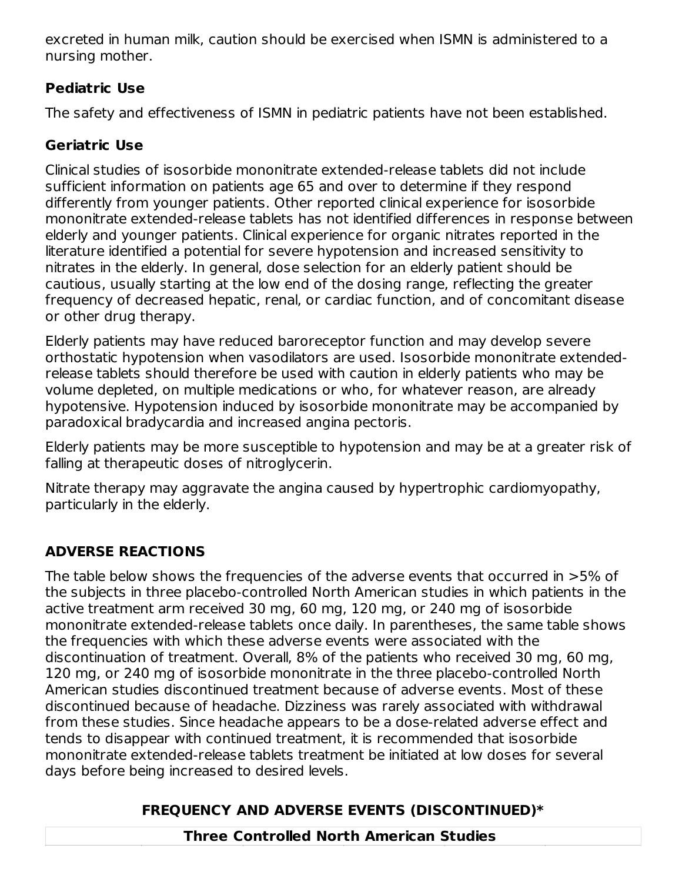excreted in human milk, caution should be exercised when ISMN is administered to a nursing mother.

### Pediatric Use

The safety and effectiveness of ISMN in pediatric patients have not been established.

### Geriatric Use

Clinical studies of isosorbide mononitrate extended-release tablets did not include sufficient information on patients age 65 and over to determine if they respond differently from younger patients. Other reported clinical experience for isosorbide mononitrate extended-release tablets has not identified differences in response between elderly and younger patients. Clinical experience for organic nitrates reported in the literature identified a potential for severe hypotension and increased sensitivity to nitrates in the elderly. In general, dose selection for an elderly patient should be cautious, usually starting at the low end of the dosing range, reflecting the greater frequency of decreased hepatic, renal, or cardiac function, and of concomitant disease or other drug therapy.

Elderly patients may have reduced baroreceptor function and may develop severe orthostatic hypotension when vasodilators are used. Isosorbide mononitrate extended-release tablets should therefore be used with caution in elderly patients who may be volume depleted, on multiple medications or who, for whatever reason, are already hypotensive. Hypotension induced by isosorbide mononitrate may be accompanied by paradoxical bradycardia and increased angina pectoris.

Elderly patients may be more susceptible to hypotension and may be at a greater risk of falling at therapeutic doses of nitroglycerin.

Nitrate therapy may aggravate the angina caused by hypertrophic cardiomyopathy, particularly in the elderly.

## ADVERSE REACTIONS

The table below shows the frequencies of the adverse events that occurred in >5% of the subjects in three placebo-controlled North American studies in which patients in the active treatment arm received 30 mg, 60 mg, 120 mg, or 240 mg of isosorbide mononitrate extended-release tablets once daily. In parentheses, the same table shows the frequencies with which these adverse events were associated with the discontinuation of treatment. Overall, 8% of the patients who received 30 mg, 60 mg, 120 mg, or 240 mg of isosorbide mononitrate in the three placebo-controlled North American studies discontinued treatment because of adverse events. Most of these discontinued because of headache. Dizziness was rarely associated with withdrawal from these studies. Since headache appears to be a dose-related adverse effect and tends to disappear with continued treatment, it is recommended that isosorbide mononitrate extended-release tablets treatment be initiated at low doses for several days before being increased to desired levels.

**FREQUENCY AND ADVERSE EVENTS (DISCONTINUED)***

| Three Controlled North American Studies |
|---|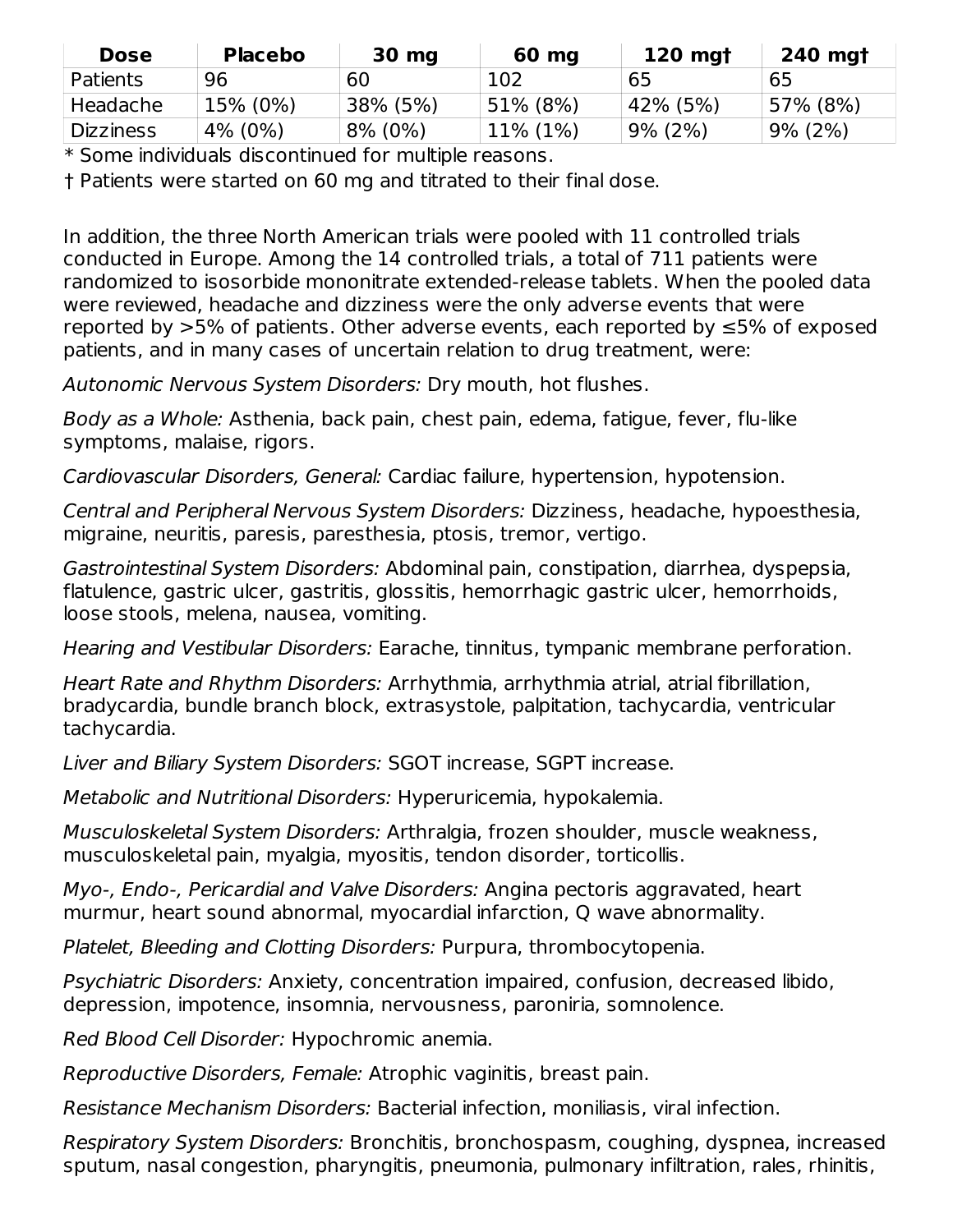| Dose | Placebo | 30 mg | 60 mg | 120 mg† | 240 mg† |
| --- | --- | --- | --- | --- | --- |
| Patients | 96 | 60 | 102 | 65 | 65 |
| Headache | 15% (0%) | 38% (5%) | 51% (8%) | 42% (5%) | 57% (8%) |
| Dizziness | 4% (0%) | 8% (0%) | 11% (1%) | 9% (2%) | 9% (2%) |

* Some individuals discontinued for multiple reasons.

† Patients were started on 60 mg and titrated to their final dose.

In addition, the three North American trials were pooled with 11 controlled trials conducted in Europe. Among the 14 controlled trials, a total of 711 patients were randomized to isosorbide mononitrate extended-release tablets. When the pooled data were reviewed, headache and dizziness were the only adverse events that were reported by >5% of patients. Other adverse events, each reported by ≤5% of exposed patients, and in many cases of uncertain relation to drug treatment, were:

*Autonomic Nervous System Disorders:* Dry mouth, hot flushes.

*Body as a Whole:* Asthenia, back pain, chest pain, edema, fatigue, fever, flu-like symptoms, malaise, rigors.

*Cardiovascular Disorders, General:* Cardiac failure, hypertension, hypotension.

*Central and Peripheral Nervous System Disorders:* Dizziness, headache, hypoesthesia, migraine, neuritis, paresis, paresthesia, ptosis, tremor, vertigo.

*Gastrointestinal System Disorders:* Abdominal pain, constipation, diarrhea, dyspepsia, flatulence, gastric ulcer, gastritis, glossitis, hemorrhagic gastric ulcer, hemorrhoids, loose stools, melena, nausea, vomiting.

*Hearing and Vestibular Disorders:* Earache, tinnitus, tympanic membrane perforation.

*Heart Rate and Rhythm Disorders:* Arrhythmia, arrhythmia atrial, atrial fibrillation, bradycardia, bundle branch block, extrasystole, palpitation, tachycardia, ventricular tachycardia.

*Liver and Biliary System Disorders:* SGOT increase, SGPT increase.

*Metabolic and Nutritional Disorders:* Hyperuricemia, hypokalemia.

*Musculoskeletal System Disorders:* Arthralgia, frozen shoulder, muscle weakness, musculoskeletal pain, myalgia, myositis, tendon disorder, torticollis.

*Myo-, Endo-, Pericardial and Valve Disorders:* Angina pectoris aggravated, heart murmur, heart sound abnormal, myocardial infarction, Q wave abnormality.

*Platelet, Bleeding and Clotting Disorders:* Purpura, thrombocytopenia.

*Psychiatric Disorders:* Anxiety, concentration impaired, confusion, decreased libido, depression, impotence, insomnia, nervousness, paroniria, somnolence.

*Red Blood Cell Disorder:* Hypochromic anemia.

*Reproductive Disorders, Female:* Atrophic vaginitis, breast pain.

*Resistance Mechanism Disorders:* Bacterial infection, moniliasis, viral infection.

*Respiratory System Disorders:* Bronchitis, bronchospasm, coughing, dyspnea, increased sputum, nasal congestion, pharyngitis, pneumonia, pulmonary infiltration, rales, rhinitis,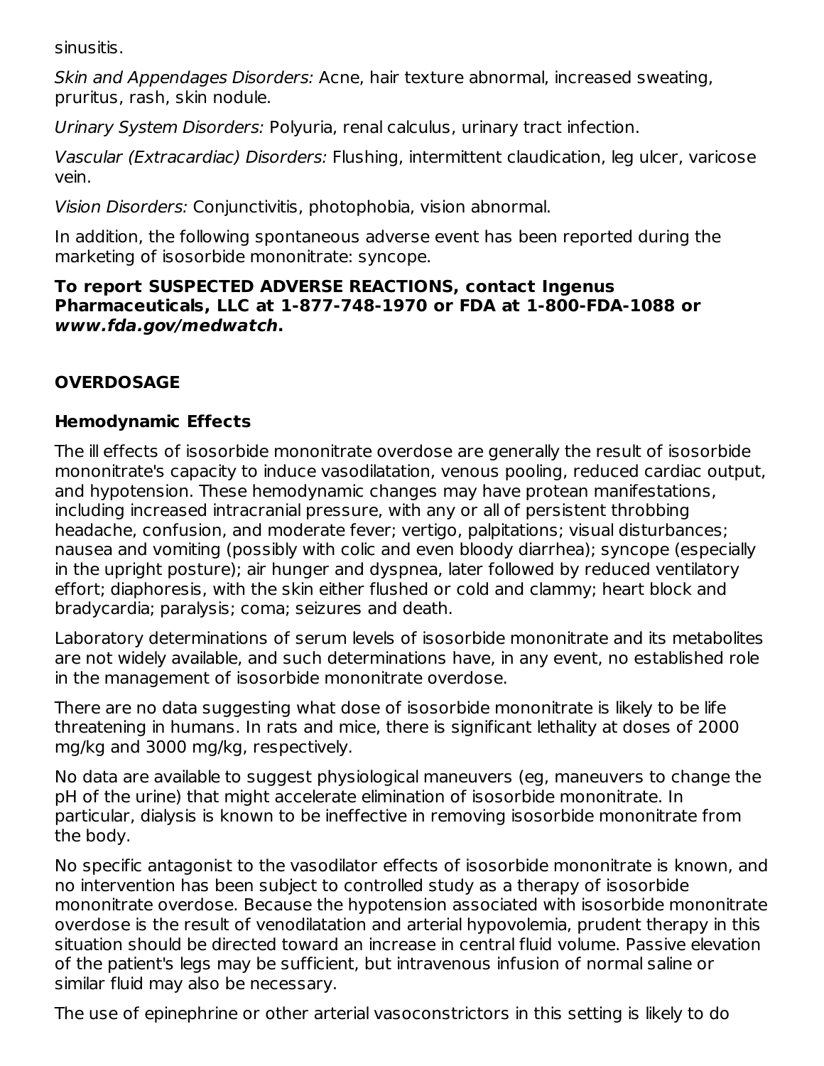sinusitis.

*Skin and Appendages Disorders:* Acne, hair texture abnormal, increased sweating, pruritus, rash, skin nodule.

*Urinary System Disorders:* Polyuria, renal calculus, urinary tract infection.

*Vascular (Extracardiac) Disorders:* Flushing, intermittent claudication, leg ulcer, varicose vein.

*Vision Disorders:* Conjunctivitis, photophobia, vision abnormal.

In addition, the following spontaneous adverse event has been reported during the marketing of isosorbide mononitrate: syncope.

**To report SUSPECTED ADVERSE REACTIONS, contact Ingenus Pharmaceuticals, LLC at 1-877-748-1970 or FDA at 1-800-FDA-1088 or *www.fda.gov/medwatch*.**

## OVERDOSAGE

### Hemodynamic Effects

The ill effects of isosorbide mononitrate overdose are generally the result of isosorbide mononitrate's capacity to induce vasodilatation, venous pooling, reduced cardiac output, and hypotension. These hemodynamic changes may have protean manifestations, including increased intracranial pressure, with any or all of persistent throbbing headache, confusion, and moderate fever; vertigo, palpitations; visual disturbances; nausea and vomiting (possibly with colic and even bloody diarrhea); syncope (especially in the upright posture); air hunger and dyspnea, later followed by reduced ventilatory effort; diaphoresis, with the skin either flushed or cold and clammy; heart block and bradycardia; paralysis; coma; seizures and death.

Laboratory determinations of serum levels of isosorbide mononitrate and its metabolites are not widely available, and such determinations have, in any event, no established role in the management of isosorbide mononitrate overdose.

There are no data suggesting what dose of isosorbide mononitrate is likely to be life threatening in humans. In rats and mice, there is significant lethality at doses of 2000 mg/kg and 3000 mg/kg, respectively.

No data are available to suggest physiological maneuvers (eg, maneuvers to change the pH of the urine) that might accelerate elimination of isosorbide mononitrate. In particular, dialysis is known to be ineffective in removing isosorbide mononitrate from the body.

No specific antagonist to the vasodilator effects of isosorbide mononitrate is known, and no intervention has been subject to controlled study as a therapy of isosorbide mononitrate overdose. Because the hypotension associated with isosorbide mononitrate overdose is the result of venodilatation and arterial hypovolemia, prudent therapy in this situation should be directed toward an increase in central fluid volume. Passive elevation of the patient's legs may be sufficient, but intravenous infusion of normal saline or similar fluid may also be necessary.

The use of epinephrine or other arterial vasoconstrictors in this setting is likely to do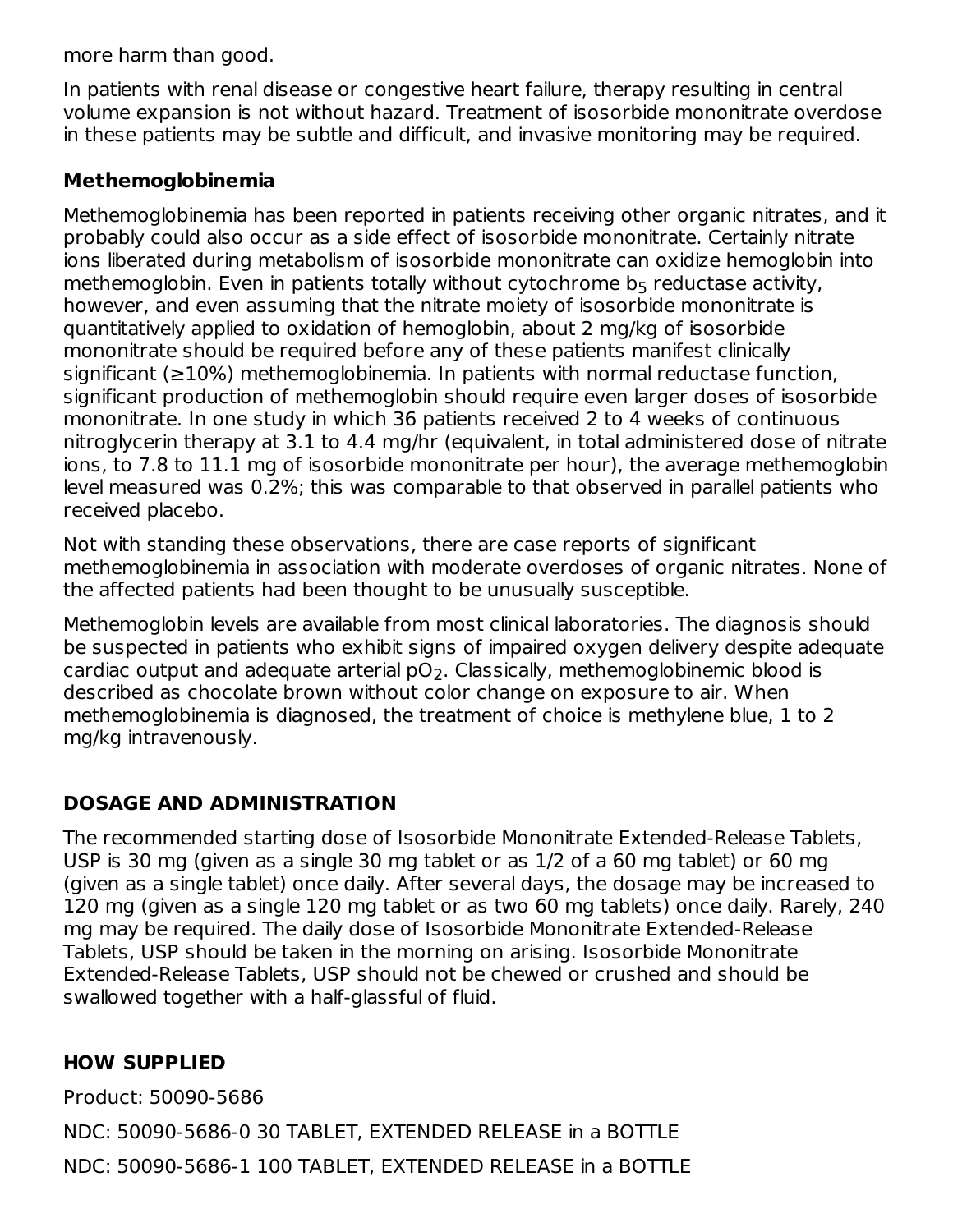more harm than good.

In patients with renal disease or congestive heart failure, therapy resulting in central volume expansion is not without hazard. Treatment of isosorbide mononitrate overdose in these patients may be subtle and difficult, and invasive monitoring may be required.

**Methemoglobinemia**

Methemoglobinemia has been reported in patients receiving other organic nitrates, and it probably could also occur as a side effect of isosorbide mononitrate. Certainly nitrate ions liberated during metabolism of isosorbide mononitrate can oxidize hemoglobin into methemoglobin. Even in patients totally without cytochrome $b_5$ reductase activity, however, and even assuming that the nitrate moiety of isosorbide mononitrate is quantitatively applied to oxidation of hemoglobin, about 2 mg/kg of isosorbide mononitrate should be required before any of these patients manifest clinically significant (≥10%) methemoglobinemia. In patients with normal reductase function, significant production of methemoglobin should require even larger doses of isosorbide mononitrate. In one study in which 36 patients received 2 to 4 weeks of continuous nitroglycerin therapy at 3.1 to 4.4 mg/hr (equivalent, in total administered dose of nitrate ions, to 7.8 to 11.1 mg of isosorbide mononitrate per hour), the average methemoglobin level measured was 0.2%; this was comparable to that observed in parallel patients who received placebo.

Not with standing these observations, there are case reports of significant methemoglobinemia in association with moderate overdoses of organic nitrates. None of the affected patients had been thought to be unusually susceptible.

Methemoglobin levels are available from most clinical laboratories. The diagnosis should be suspected in patients who exhibit signs of impaired oxygen delivery despite adequate cardiac output and adequate arterial $pO_2$. Classically, methemoglobinemic blood is described as chocolate brown without color change on exposure to air. When methemoglobinemia is diagnosed, the treatment of choice is methylene blue, 1 to 2 mg/kg intravenously.

## DOSAGE AND ADMINISTRATION

The recommended starting dose of Isosorbide Mononitrate Extended-Release Tablets, USP is 30 mg (given as a single 30 mg tablet or as 1/2 of a 60 mg tablet) or 60 mg (given as a single tablet) once daily. After several days, the dosage may be increased to 120 mg (given as a single 120 mg tablet or as two 60 mg tablets) once daily. Rarely, 240 mg may be required. The daily dose of Isosorbide Mononitrate Extended-Release Tablets, USP should be taken in the morning on arising. Isosorbide Mononitrate Extended-Release Tablets, USP should not be chewed or crushed and should be swallowed together with a half-glassful of fluid.

## HOW SUPPLIED

Product: 50090-5686

NDC: 50090-5686-0 30 TABLET, EXTENDED RELEASE in a BOTTLE

NDC: 50090-5686-1 100 TABLET, EXTENDED RELEASE in a BOTTLE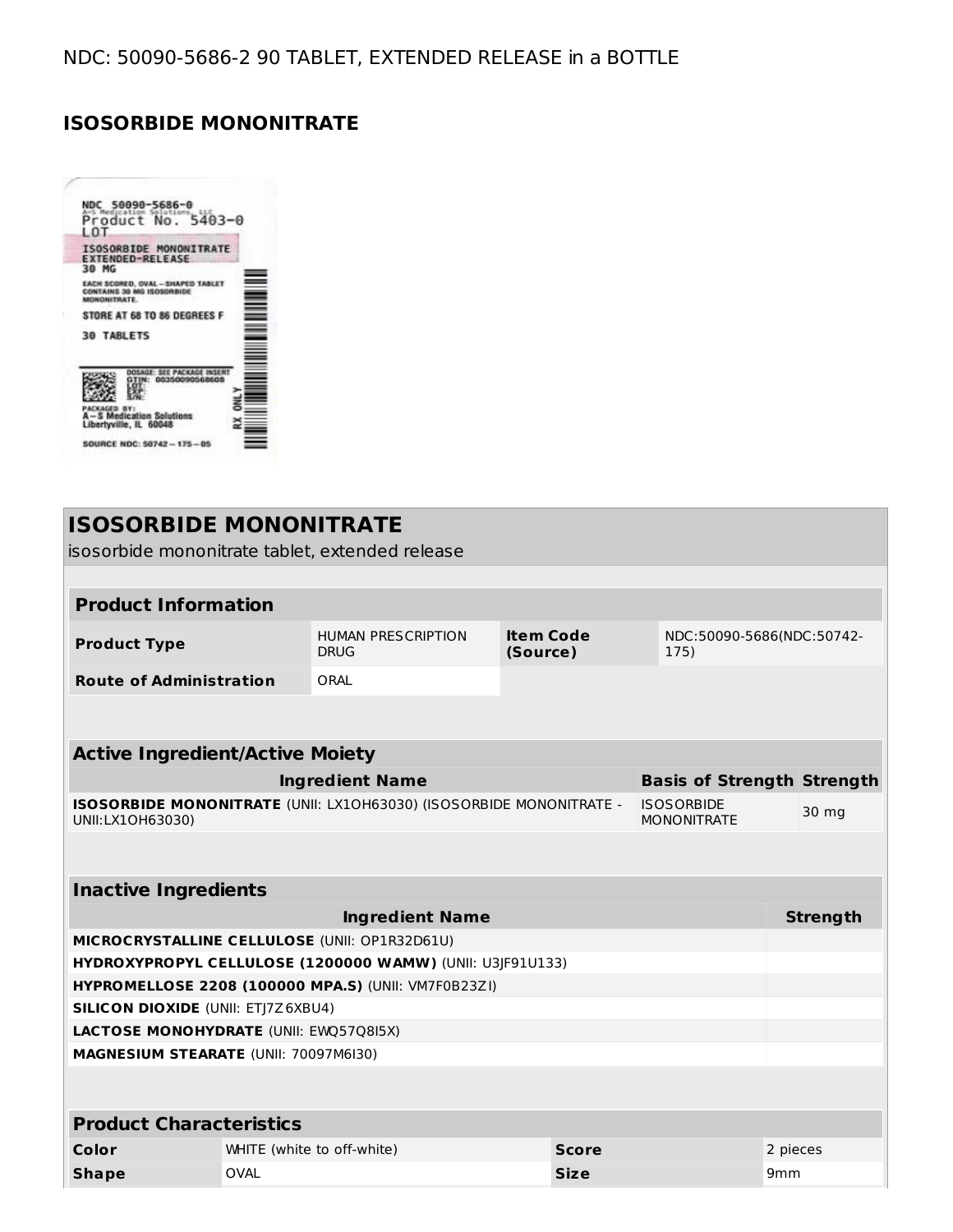NDC: 50090-5686-2 90 TABLET, EXTENDED RELEASE in a BOTTLE

## ISOSORBIDE MONONITRATE

NDC 50090-5686-0
A-S Medication Solutions, LLC
Product No. 5403-0
LOT
ISOSORBIDE MONONITRATE
EXTENDED-RELEASE
30 MG
EACH SCORED, OVAL-SHAPED TABLET CONTAINS 30 MG ISOSORBIDE MONONITRATE.
STORE AT 68 TO 86 DEGREES F
30 TABLETS
DOSAGE: SEE PACKAGE INSERT
GTIN: 00350090568608
LOT:
EXP:
S/N:
PACKAGED BY:
A-S Medication Solutions
Libertyville, IL 60048
SOURCE NDC: 50742-175-05
RX ONLY

## ISOSORBIDE MONONITRATE

isosorbide mononitrate tablet, extended release

| Product Information | | | |
|---|---|---|---|
| **Product Type** | HUMAN PRESCRIPTION DRUG | **Item Code (Source)** | NDC:50090-5686(NDC:50742-175) |
| **Route of Administration** | ORAL | | |

| Active Ingredient/Active Moiety | | |
|---|---|---|
| **Ingredient Name** | **Basis of Strength** | **Strength** |
| **ISOSORBIDE MONONITRATE** (UNII: LX1OH63030) (ISOSORBIDE MONONITRATE - UNII:LX1OH63030) | ISOSORBIDE MONONITRATE | 30 mg |

| Inactive Ingredients | |
|---|---|
| **Ingredient Name** | **Strength** |
| **MICROCRYSTALLINE CELLULOSE** (UNII: OP1R32D61U) | |
| **HYDROXYPROPYL CELLULOSE (1200000 WAMW)** (UNII: U3JF91U133) | |
| **HYPROMELLOSE 2208 (100000 MPA.S)** (UNII: VM7F0B23ZI) | |
| **SILICON DIOXIDE** (UNII: ETJ7Z6XBU4) | |
| **LACTOSE MONOHYDRATE** (UNII: EWQ57Q8I5X) | |
| **MAGNESIUM STEARATE** (UNII: 70097M6I30) | |

| Product Characteristics | | | |
|---|---|---|---|
| **Color** | WHITE (white to off-white) | **Score** | 2 pieces |
| **Shape** | OVAL | **Size** | 9mm |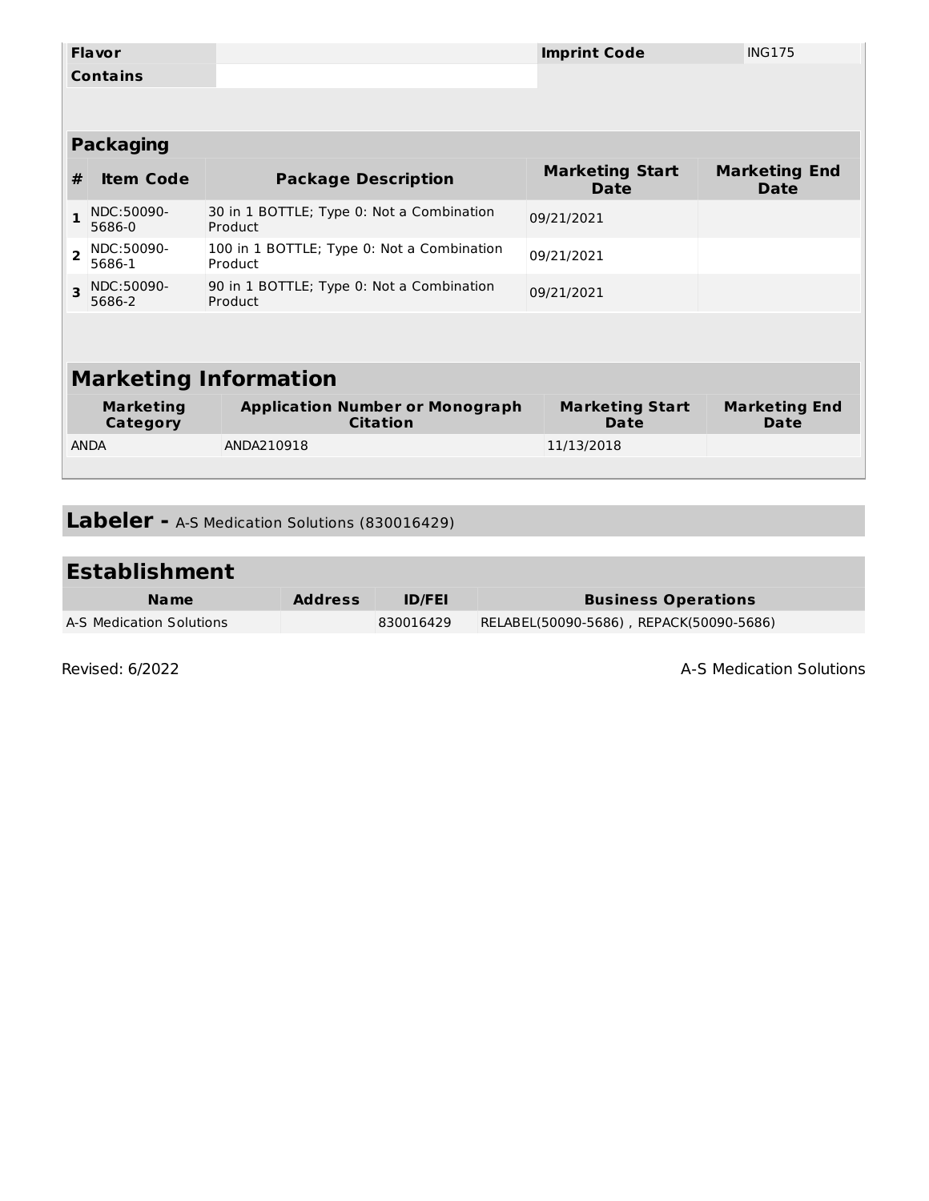| | | | |
|---|---|---|---|
| **Flavor** | | **Imprint Code** | ING175 |
| **Contains** | | | |

## Packaging

| # | Item Code | Package Description | Marketing Start Date | Marketing End Date |
|---|---|---|---|---|
| 1 | NDC:50090-5686-0 | 30 in 1 BOTTLE; Type 0: Not a Combination Product | 09/21/2021 | |
| 2 | NDC:50090-5686-1 | 100 in 1 BOTTLE; Type 0: Not a Combination Product | 09/21/2021 | |
| 3 | NDC:50090-5686-2 | 90 in 1 BOTTLE; Type 0: Not a Combination Product | 09/21/2021 | |

## Marketing Information

| Marketing Category | Application Number or Monograph Citation | Marketing Start Date | Marketing End Date |
|---|---|---|---|
| ANDA | ANDA210918 | 11/13/2018 | |

## Labeler - A-S Medication Solutions (830016429)

## Establishment

| Name | Address | ID/FEI | Business Operations |
|---|---|---|---|
| A-S Medication Solutions | | 830016429 | RELABEL(50090-5686) , REPACK(50090-5686) |

Revised: 6/2022

A-S Medication Solutions